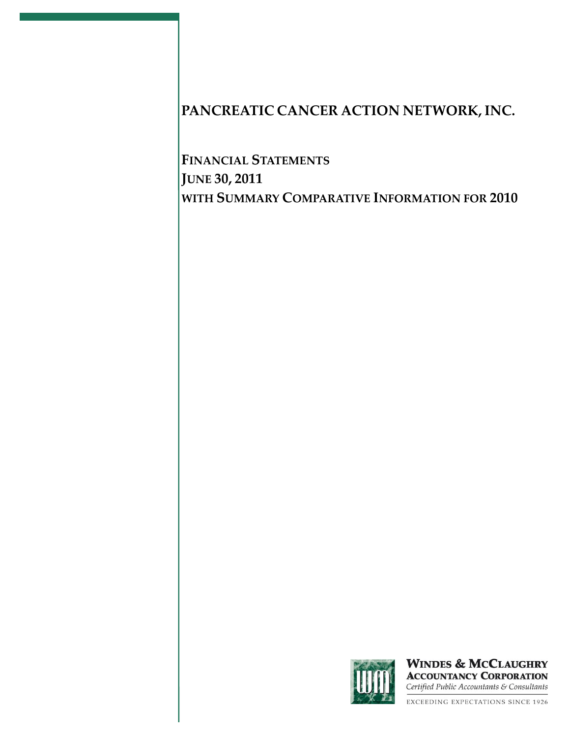# PANCREATIC CANCER ACTION NETWORK, INC.

**FINANCIAL STATEMENTS**
**JUNE 30, 2011**
**WITH SUMMARY COMPARATIVE INFORMATION FOR 2010**

**WINDES & MCCLAUGHRY**
**ACCOUNTANCY CORPORATION**
*Certified Public Accountants & Consultants*

EXCEEDING EXPECTATIONS SINCE 1926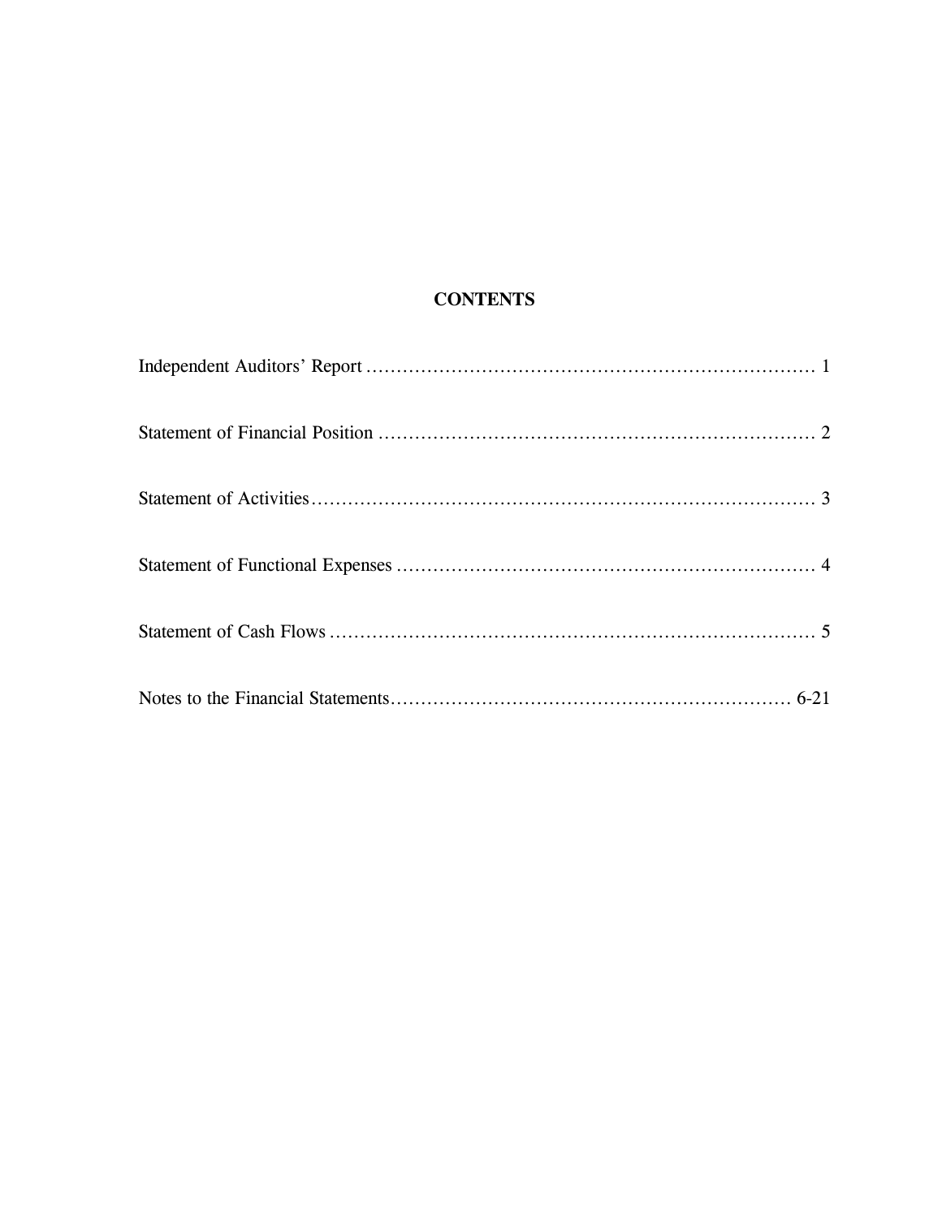# CONTENTS

| | |
|---|---|
| Independent Auditors' Report | 1 |
| Statement of Financial Position | 2 |
| Statement of Activities | 3 |
| Statement of Functional Expenses | 4 |
| Statement of Cash Flows | 5 |
| Notes to the Financial Statements | 6-21 |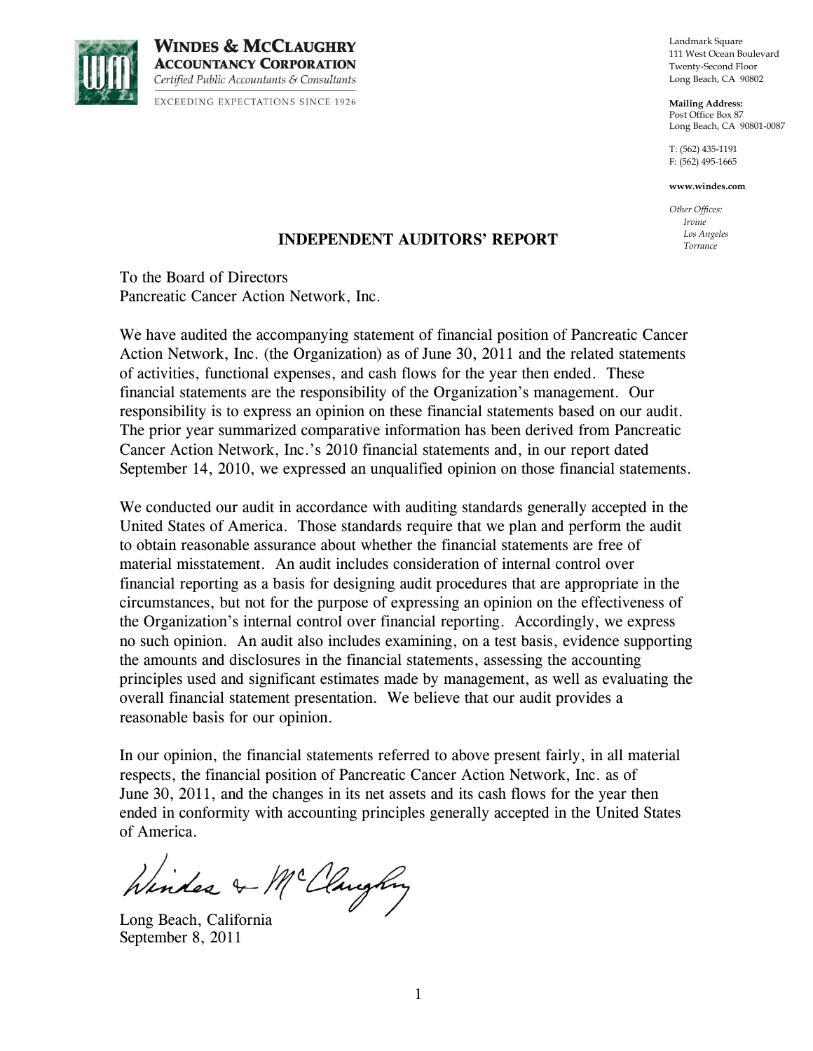**WINDES & McCLAUGHRY**
**ACCOUNTANCY CORPORATION**
*Certified Public Accountants & Consultants*
EXCEEDING EXPECTATIONS SINCE 1926

Landmark Square
111 West Ocean Boulevard
Twenty-Second Floor
Long Beach, CA 90802

**Mailing Address:**
Post Office Box 87
Long Beach, CA 90801-0087

T: (562) 435-1191
F: (562) 495-1665

**www.windes.com**

*Other Offices:*
*Irvine*
*Los Angeles*
*Torrance*

## INDEPENDENT AUDITORS' REPORT

To the Board of Directors
Pancreatic Cancer Action Network, Inc.

We have audited the accompanying statement of financial position of Pancreatic Cancer Action Network, Inc. (the Organization) as of June 30, 2011 and the related statements of activities, functional expenses, and cash flows for the year then ended. These financial statements are the responsibility of the Organization's management. Our responsibility is to express an opinion on these financial statements based on our audit. The prior year summarized comparative information has been derived from Pancreatic Cancer Action Network, Inc.'s 2010 financial statements and, in our report dated September 14, 2010, we expressed an unqualified opinion on those financial statements.

We conducted our audit in accordance with auditing standards generally accepted in the United States of America. Those standards require that we plan and perform the audit to obtain reasonable assurance about whether the financial statements are free of material misstatement. An audit includes consideration of internal control over financial reporting as a basis for designing audit procedures that are appropriate in the circumstances, but not for the purpose of expressing an opinion on the effectiveness of the Organization's internal control over financial reporting. Accordingly, we express no such opinion. An audit also includes examining, on a test basis, evidence supporting the amounts and disclosures in the financial statements, assessing the accounting principles used and significant estimates made by management, as well as evaluating the overall financial statement presentation. We believe that our audit provides a reasonable basis for our opinion.

In our opinion, the financial statements referred to above present fairly, in all material respects, the financial position of Pancreatic Cancer Action Network, Inc. as of June 30, 2011, and the changes in its net assets and its cash flows for the year then ended in conformity with accounting principles generally accepted in the United States of America.

*Windes & McClaughry*

Long Beach, California
September 8, 2011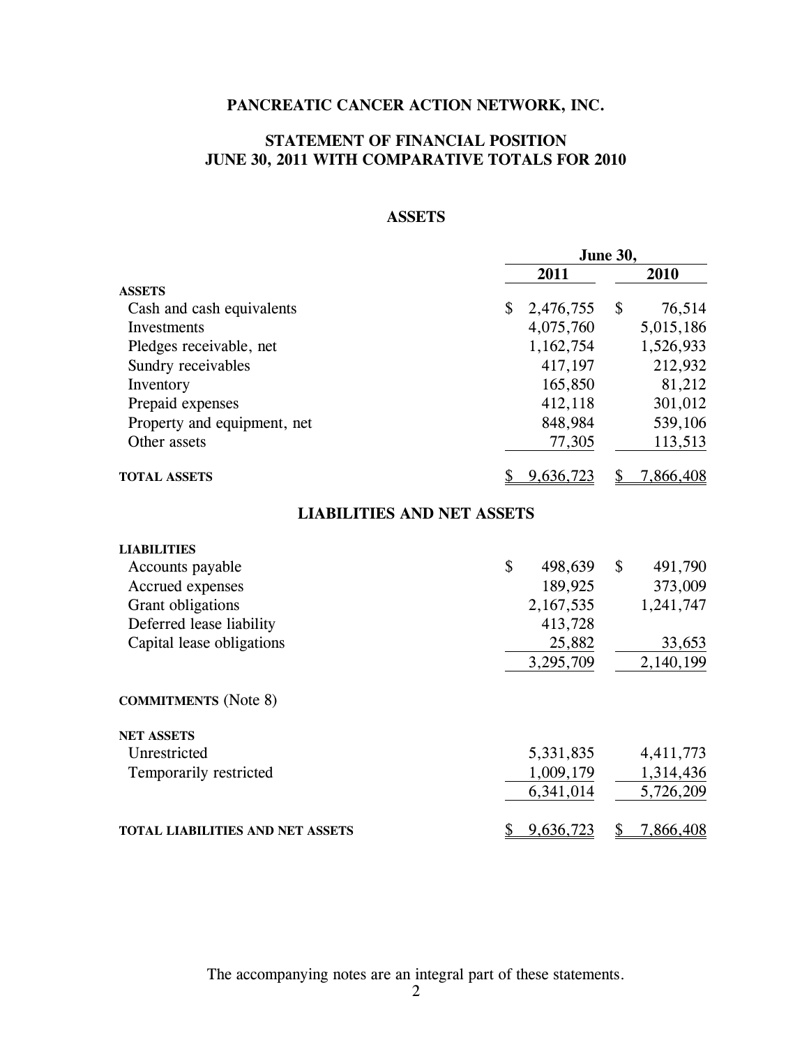# PANCREATIC CANCER ACTION NETWORK, INC.

## STATEMENT OF FINANCIAL POSITION
## JUNE 30, 2011 WITH COMPARATIVE TOTALS FOR 2010

### ASSETS

| | June 30, 2011 | June 30, 2010 |
|---|---|---|
| **ASSETS** | | |
| Cash and cash equivalents | $ 2,476,755 | $ 76,514 |
| Investments | 4,075,760 | 5,015,186 |
| Pledges receivable, net | 1,162,754 | 1,526,933 |
| Sundry receivables | 417,197 | 212,932 |
| Inventory | 165,850 | 81,212 |
| Prepaid expenses | 412,118 | 301,012 |
| Property and equipment, net | 848,984 | 539,106 |
| Other assets | 77,305 | 113,513 |
| **TOTAL ASSETS** | $ 9,636,723 | $ 7,866,408 |

### LIABILITIES AND NET ASSETS

| | June 30, 2011 | June 30, 2010 |
|---|---|---|
| **LIABILITIES** | | |
| Accounts payable | $ 498,639 | $ 491,790 |
| Accrued expenses | 189,925 | 373,009 |
| Grant obligations | 2,167,535 | 1,241,747 |
| Deferred lease liability | 413,728 | |
| Capital lease obligations | 25,882 | 33,653 |
| | 3,295,709 | 2,140,199 |
| **COMMITMENTS** (Note 8) | | |
| **NET ASSETS** | | |
| Unrestricted | 5,331,835 | 4,411,773 |
| Temporarily restricted | 1,009,179 | 1,314,436 |
| | 6,341,014 | 5,726,209 |
| **TOTAL LIABILITIES AND NET ASSETS** | $ 9,636,723 | $ 7,866,408 |

The accompanying notes are an integral part of these statements.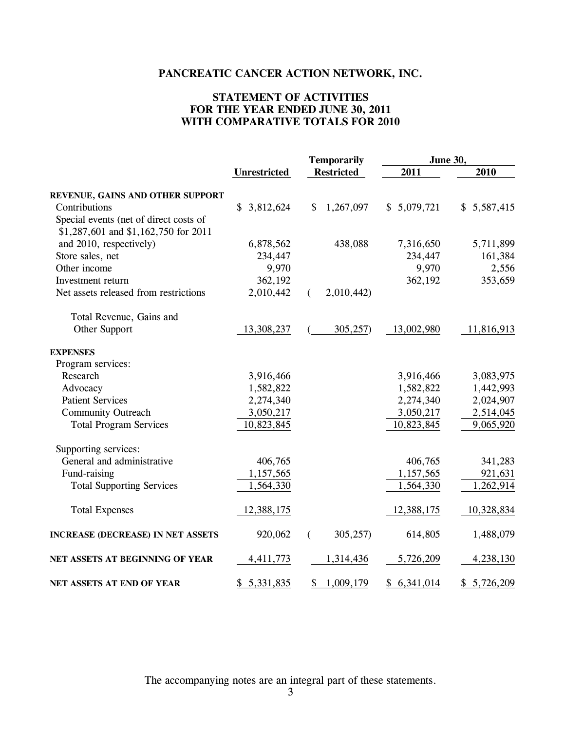# PANCREATIC CANCER ACTION NETWORK, INC.

## STATEMENT OF ACTIVITIES
## FOR THE YEAR ENDED JUNE 30, 2011
## WITH COMPARATIVE TOTALS FOR 2010

| | Unrestricted | Temporarily Restricted | June 30, 2011 | June 30, 2010 |
|---|---|---|---|---|
| **REVENUE, GAINS AND OTHER SUPPORT** | | | | |
| Contributions | $ 3,812,624 | $ 1,267,097 | $ 5,079,721 | $ 5,587,415 |
| Special events (net of direct costs of $1,287,601 and $1,162,750 for 2011 and 2010, respectively) | 6,878,562 | 438,088 | 7,316,650 | 5,711,899 |
| Store sales, net | 234,447 | | 234,447 | 161,384 |
| Other income | 9,970 | | 9,970 | 2,556 |
| Investment return | 362,192 | | 362,192 | 353,659 |
| Net assets released from restrictions | 2,010,442 | ( 2,010,442) | | |
| Total Revenue, Gains and Other Support | 13,308,237 | ( 305,257) | 13,002,980 | 11,816,913 |
| **EXPENSES** | | | | |
| Program services: | | | | |
| Research | 3,916,466 | | 3,916,466 | 3,083,975 |
| Advocacy | 1,582,822 | | 1,582,822 | 1,442,993 |
| Patient Services | 2,274,340 | | 2,274,340 | 2,024,907 |
| Community Outreach | 3,050,217 | | 3,050,217 | 2,514,045 |
| Total Program Services | 10,823,845 | | 10,823,845 | 9,065,920 |
| Supporting services: | | | | |
| General and administrative | 406,765 | | 406,765 | 341,283 |
| Fund-raising | 1,157,565 | | 1,157,565 | 921,631 |
| Total Supporting Services | 1,564,330 | | 1,564,330 | 1,262,914 |
| Total Expenses | 12,388,175 | | 12,388,175 | 10,328,834 |
| **INCREASE (DECREASE) IN NET ASSETS** | 920,062 | ( 305,257) | 614,805 | 1,488,079 |
| **NET ASSETS AT BEGINNING OF YEAR** | 4,411,773 | 1,314,436 | 5,726,209 | 4,238,130 |
| **NET ASSETS AT END OF YEAR** | $ 5,331,835 | $ 1,009,179 | $ 6,341,014 | $ 5,726,209 |

The accompanying notes are an integral part of these statements.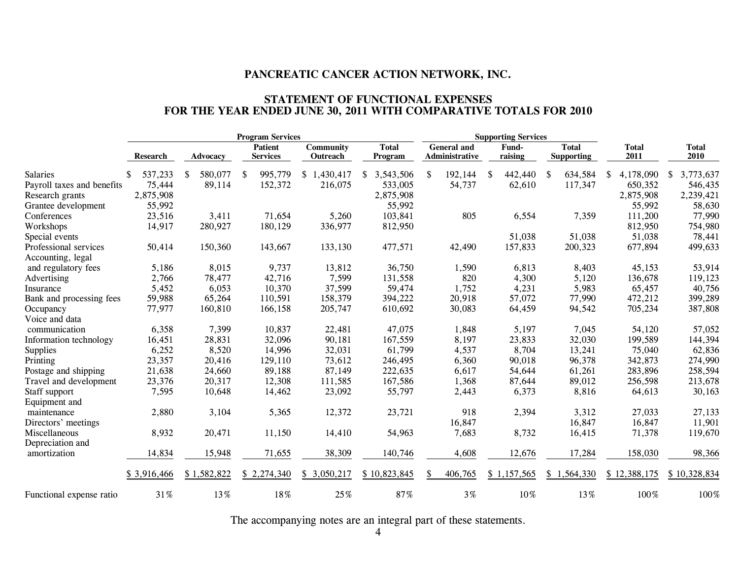# PANCREATIC CANCER ACTION NETWORK, INC.

## STATEMENT OF FUNCTIONAL EXPENSES
## FOR THE YEAR ENDED JUNE 30, 2011 WITH COMPARATIVE TOTALS FOR 2010

| | Program Services | | | | | Supporting Services | | | | |
|---|---|---|---|---|---|---|---|---|---|---|
| | Research | Advocacy | Patient Services | Community Outreach | Total Program | General and Administrative | Fund-raising | Total Supporting | Total 2011 | Total 2010 |
| Salaries | $ 537,233 | $ 580,077 | $ 995,779 | $ 1,430,417 | $ 3,543,506 | $ 192,144 | $ 442,440 | $ 634,584 | $ 4,178,090 | $ 3,773,637 |
| Payroll taxes and benefits | 75,444 | 89,114 | 152,372 | 216,075 | 533,005 | 54,737 | 62,610 | 117,347 | 650,352 | 546,435 |
| Research grants | 2,875,908 | | | | 2,875,908 | | | | 2,875,908 | 2,239,421 |
| Grantee development | 55,992 | | | | 55,992 | | | | 55,992 | 58,630 |
| Conferences | 23,516 | 3,411 | 71,654 | 5,260 | 103,841 | 805 | 6,554 | 7,359 | 111,200 | 77,990 |
| Workshops | 14,917 | 280,927 | 180,129 | 336,977 | 812,950 | | | | 812,950 | 754,980 |
| Special events | | | | | | | 51,038 | 51,038 | 51,038 | 78,441 |
| Professional services | 50,414 | 150,360 | 143,667 | 133,130 | 477,571 | 42,490 | 157,833 | 200,323 | 677,894 | 499,633 |
| Accounting, legal and regulatory fees | 5,186 | 8,015 | 9,737 | 13,812 | 36,750 | 1,590 | 6,813 | 8,403 | 45,153 | 53,914 |
| Advertising | 2,766 | 78,477 | 42,716 | 7,599 | 131,558 | 820 | 4,300 | 5,120 | 136,678 | 119,123 |
| Insurance | 5,452 | 6,053 | 10,370 | 37,599 | 59,474 | 1,752 | 4,231 | 5,983 | 65,457 | 40,756 |
| Bank and processing fees | 59,988 | 65,264 | 110,591 | 158,379 | 394,222 | 20,918 | 57,072 | 77,990 | 472,212 | 399,289 |
| Occupancy | 77,977 | 160,810 | 166,158 | 205,747 | 610,692 | 30,083 | 64,459 | 94,542 | 705,234 | 387,808 |
| Voice and data communication | 6,358 | 7,399 | 10,837 | 22,481 | 47,075 | 1,848 | 5,197 | 7,045 | 54,120 | 57,052 |
| Information technology | 16,451 | 28,831 | 32,096 | 90,181 | 167,559 | 8,197 | 23,833 | 32,030 | 199,589 | 144,394 |
| Supplies | 6,252 | 8,520 | 14,996 | 32,031 | 61,799 | 4,537 | 8,704 | 13,241 | 75,040 | 62,836 |
| Printing | 23,357 | 20,416 | 129,110 | 73,612 | 246,495 | 6,360 | 90,018 | 96,378 | 342,873 | 274,990 |
| Postage and shipping | 21,638 | 24,660 | 89,188 | 87,149 | 222,635 | 6,617 | 54,644 | 61,261 | 283,896 | 258,594 |
| Travel and development | 23,376 | 20,317 | 12,308 | 111,585 | 167,586 | 1,368 | 87,644 | 89,012 | 256,598 | 213,678 |
| Staff support | 7,595 | 10,648 | 14,462 | 23,092 | 55,797 | 2,443 | 6,373 | 8,816 | 64,613 | 30,163 |
| Equipment and maintenance | 2,880 | 3,104 | 5,365 | 12,372 | 23,721 | 918 | 2,394 | 3,312 | 27,033 | 27,133 |
| Directors' meetings | | | | | | 16,847 | | 16,847 | 16,847 | 11,901 |
| Miscellaneous | 8,932 | 20,471 | 11,150 | 14,410 | 54,963 | 7,683 | 8,732 | 16,415 | 71,378 | 119,670 |
| Depreciation and amortization | 14,834 | 15,948 | 71,655 | 38,309 | 140,746 | 4,608 | 12,676 | 17,284 | 158,030 | 98,366 |
| | $ 3,916,466 | $ 1,582,822 | $ 2,274,340 | $ 3,050,217 | $ 10,823,845 | $ 406,765 | $ 1,157,565 | $ 1,564,330 | $ 12,388,175 | $ 10,328,834 |
| Functional expense ratio | 31% | 13% | 18% | 25% | 87% | 3% | 10% | 13% | 100% | 100% |

The accompanying notes are an integral part of these statements.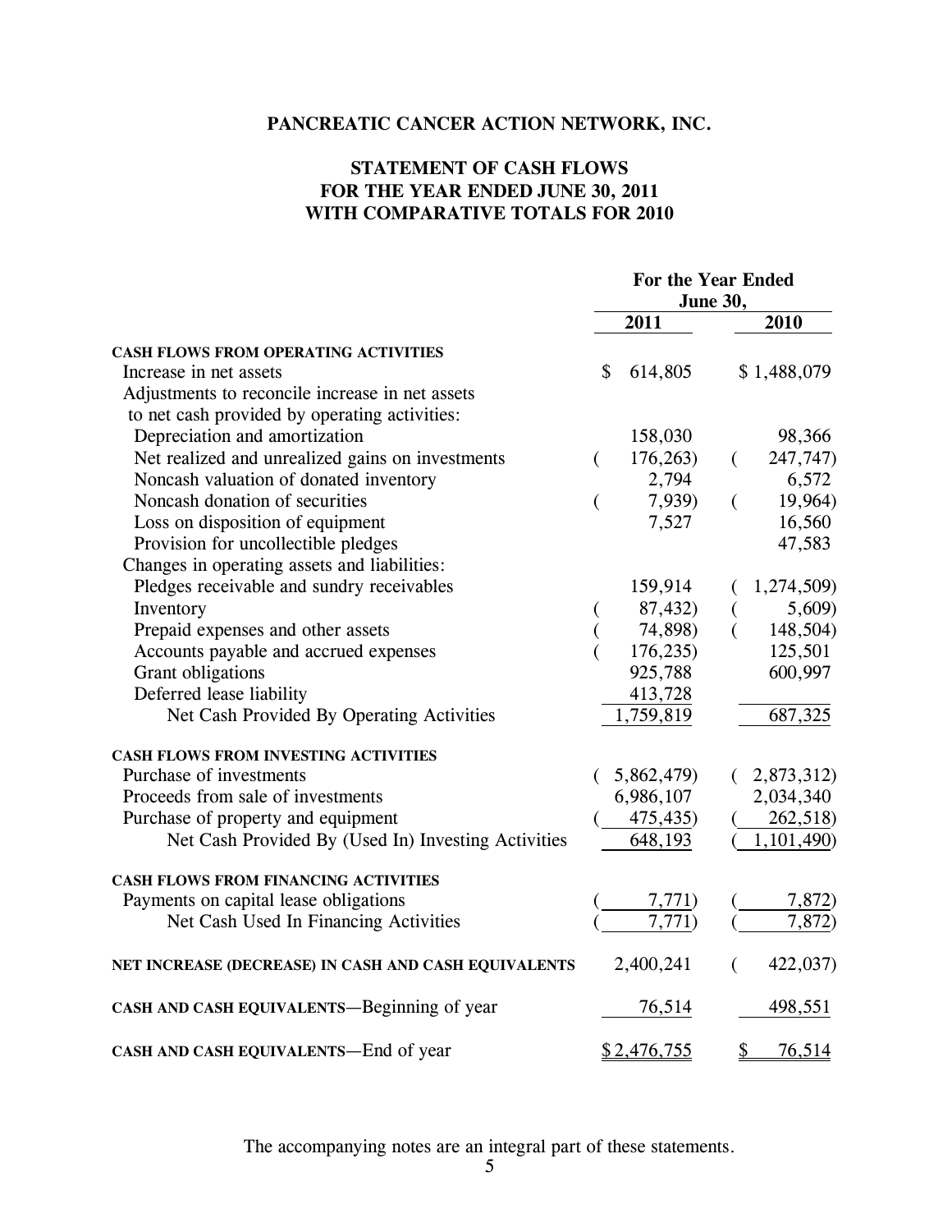# PANCREATIC CANCER ACTION NETWORK, INC.

## STATEMENT OF CASH FLOWS
## FOR THE YEAR ENDED JUNE 30, 2011
## WITH COMPARATIVE TOTALS FOR 2010

| | For the Year Ended June 30, | |
|---|---|---|
| | 2011 | 2010 |
| **CASH FLOWS FROM OPERATING ACTIVITIES** | | |
| Increase in net assets | $ 614,805 | $ 1,488,079 |
| Adjustments to reconcile increase in net assets to net cash provided by operating activities: | | |
| Depreciation and amortization | 158,030 | 98,366 |
| Net realized and unrealized gains on investments | ( 176,263) | ( 247,747) |
| Noncash valuation of donated inventory | 2,794 | 6,572 |
| Noncash donation of securities | ( 7,939) | ( 19,964) |
| Loss on disposition of equipment | 7,527 | 16,560 |
| Provision for uncollectible pledges | | 47,583 |
| Changes in operating assets and liabilities: | | |
| Pledges receivable and sundry receivables | 159,914 | ( 1,274,509) |
| Inventory | ( 87,432) | ( 5,609) |
| Prepaid expenses and other assets | ( 74,898) | ( 148,504) |
| Accounts payable and accrued expenses | ( 176,235) | 125,501 |
| Grant obligations | 925,788 | 600,997 |
| Deferred lease liability | 413,728 | |
| Net Cash Provided By Operating Activities | 1,759,819 | 687,325 |
| **CASH FLOWS FROM INVESTING ACTIVITIES** | | |
| Purchase of investments | ( 5,862,479) | ( 2,873,312) |
| Proceeds from sale of investments | 6,986,107 | 2,034,340 |
| Purchase of property and equipment | ( 475,435) | ( 262,518) |
| Net Cash Provided By (Used In) Investing Activities | 648,193 | ( 1,101,490) |
| **CASH FLOWS FROM FINANCING ACTIVITIES** | | |
| Payments on capital lease obligations | ( 7,771) | ( 7,872) |
| Net Cash Used In Financing Activities | ( 7,771) | ( 7,872) |
| **NET INCREASE (DECREASE) IN CASH AND CASH EQUIVALENTS** | 2,400,241 | ( 422,037) |
| **CASH AND CASH EQUIVALENTS**—Beginning of year | 76,514 | 498,551 |
| **CASH AND CASH EQUIVALENTS**—End of year | $ 2,476,755 | $ 76,514 |

The accompanying notes are an integral part of these statements.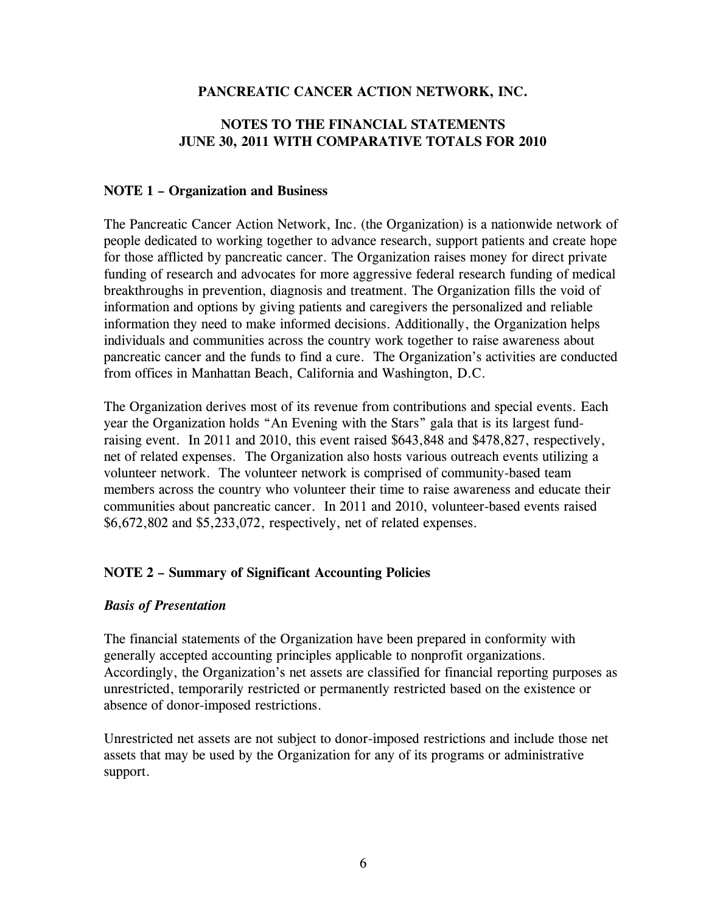**PANCREATIC CANCER ACTION NETWORK, INC.**

**NOTES TO THE FINANCIAL STATEMENTS**
**JUNE 30, 2011 WITH COMPARATIVE TOTALS FOR 2010**

**NOTE 1 – Organization and Business**

The Pancreatic Cancer Action Network, Inc. (the Organization) is a nationwide network of people dedicated to working together to advance research, support patients and create hope for those afflicted by pancreatic cancer. The Organization raises money for direct private funding of research and advocates for more aggressive federal research funding of medical breakthroughs in prevention, diagnosis and treatment. The Organization fills the void of information and options by giving patients and caregivers the personalized and reliable information they need to make informed decisions. Additionally, the Organization helps individuals and communities across the country work together to raise awareness about pancreatic cancer and the funds to find a cure. The Organization's activities are conducted from offices in Manhattan Beach, California and Washington, D.C.

The Organization derives most of its revenue from contributions and special events. Each year the Organization holds "An Evening with the Stars" gala that is its largest fund-raising event. In 2011 and 2010, this event raised $643,848 and $478,827, respectively, net of related expenses. The Organization also hosts various outreach events utilizing a volunteer network. The volunteer network is comprised of community-based team members across the country who volunteer their time to raise awareness and educate their communities about pancreatic cancer. In 2011 and 2010, volunteer-based events raised $6,672,802 and $5,233,072, respectively, net of related expenses.

**NOTE 2 – Summary of Significant Accounting Policies**

***Basis of Presentation***

The financial statements of the Organization have been prepared in conformity with generally accepted accounting principles applicable to nonprofit organizations. Accordingly, the Organization's net assets are classified for financial reporting purposes as unrestricted, temporarily restricted or permanently restricted based on the existence or absence of donor-imposed restrictions.

Unrestricted net assets are not subject to donor-imposed restrictions and include those net assets that may be used by the Organization for any of its programs or administrative support.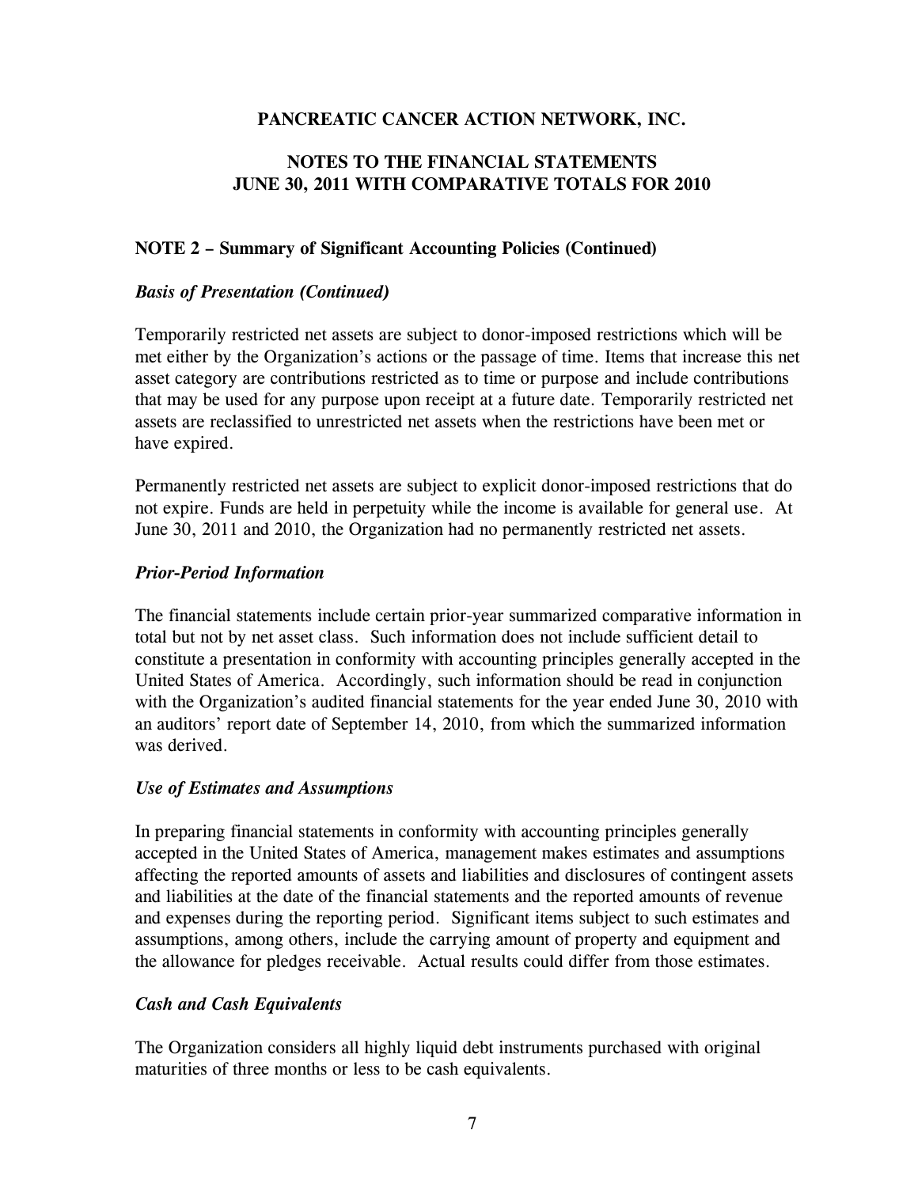**PANCREATIC CANCER ACTION NETWORK, INC.**

**NOTES TO THE FINANCIAL STATEMENTS**
**JUNE 30, 2011 WITH COMPARATIVE TOTALS FOR 2010**

**NOTE 2 – Summary of Significant Accounting Policies (Continued)**

***Basis of Presentation (Continued)***

Temporarily restricted net assets are subject to donor-imposed restrictions which will be met either by the Organization's actions or the passage of time. Items that increase this net asset category are contributions restricted as to time or purpose and include contributions that may be used for any purpose upon receipt at a future date. Temporarily restricted net assets are reclassified to unrestricted net assets when the restrictions have been met or have expired.

Permanently restricted net assets are subject to explicit donor-imposed restrictions that do not expire. Funds are held in perpetuity while the income is available for general use. At June 30, 2011 and 2010, the Organization had no permanently restricted net assets.

***Prior-Period Information***

The financial statements include certain prior-year summarized comparative information in total but not by net asset class. Such information does not include sufficient detail to constitute a presentation in conformity with accounting principles generally accepted in the United States of America. Accordingly, such information should be read in conjunction with the Organization's audited financial statements for the year ended June 30, 2010 with an auditors' report date of September 14, 2010, from which the summarized information was derived.

***Use of Estimates and Assumptions***

In preparing financial statements in conformity with accounting principles generally accepted in the United States of America, management makes estimates and assumptions affecting the reported amounts of assets and liabilities and disclosures of contingent assets and liabilities at the date of the financial statements and the reported amounts of revenue and expenses during the reporting period. Significant items subject to such estimates and assumptions, among others, include the carrying amount of property and equipment and the allowance for pledges receivable. Actual results could differ from those estimates.

***Cash and Cash Equivalents***

The Organization considers all highly liquid debt instruments purchased with original maturities of three months or less to be cash equivalents.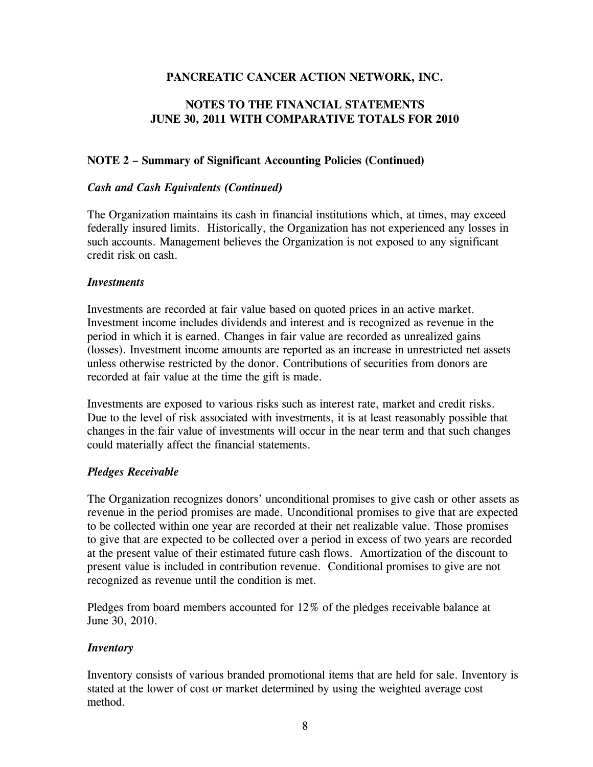**PANCREATIC CANCER ACTION NETWORK, INC.**

**NOTES TO THE FINANCIAL STATEMENTS**
**JUNE 30, 2011 WITH COMPARATIVE TOTALS FOR 2010**

**NOTE 2 – Summary of Significant Accounting Policies (Continued)**

***Cash and Cash Equivalents (Continued)***

The Organization maintains its cash in financial institutions which, at times, may exceed federally insured limits. Historically, the Organization has not experienced any losses in such accounts. Management believes the Organization is not exposed to any significant credit risk on cash.

***Investments***

Investments are recorded at fair value based on quoted prices in an active market. Investment income includes dividends and interest and is recognized as revenue in the period in which it is earned. Changes in fair value are recorded as unrealized gains (losses). Investment income amounts are reported as an increase in unrestricted net assets unless otherwise restricted by the donor. Contributions of securities from donors are recorded at fair value at the time the gift is made.

Investments are exposed to various risks such as interest rate, market and credit risks. Due to the level of risk associated with investments, it is at least reasonably possible that changes in the fair value of investments will occur in the near term and that such changes could materially affect the financial statements.

***Pledges Receivable***

The Organization recognizes donors' unconditional promises to give cash or other assets as revenue in the period promises are made. Unconditional promises to give that are expected to be collected within one year are recorded at their net realizable value. Those promises to give that are expected to be collected over a period in excess of two years are recorded at the present value of their estimated future cash flows. Amortization of the discount to present value is included in contribution revenue. Conditional promises to give are not recognized as revenue until the condition is met.

Pledges from board members accounted for 12% of the pledges receivable balance at June 30, 2010.

***Inventory***

Inventory consists of various branded promotional items that are held for sale. Inventory is stated at the lower of cost or market determined by using the weighted average cost method.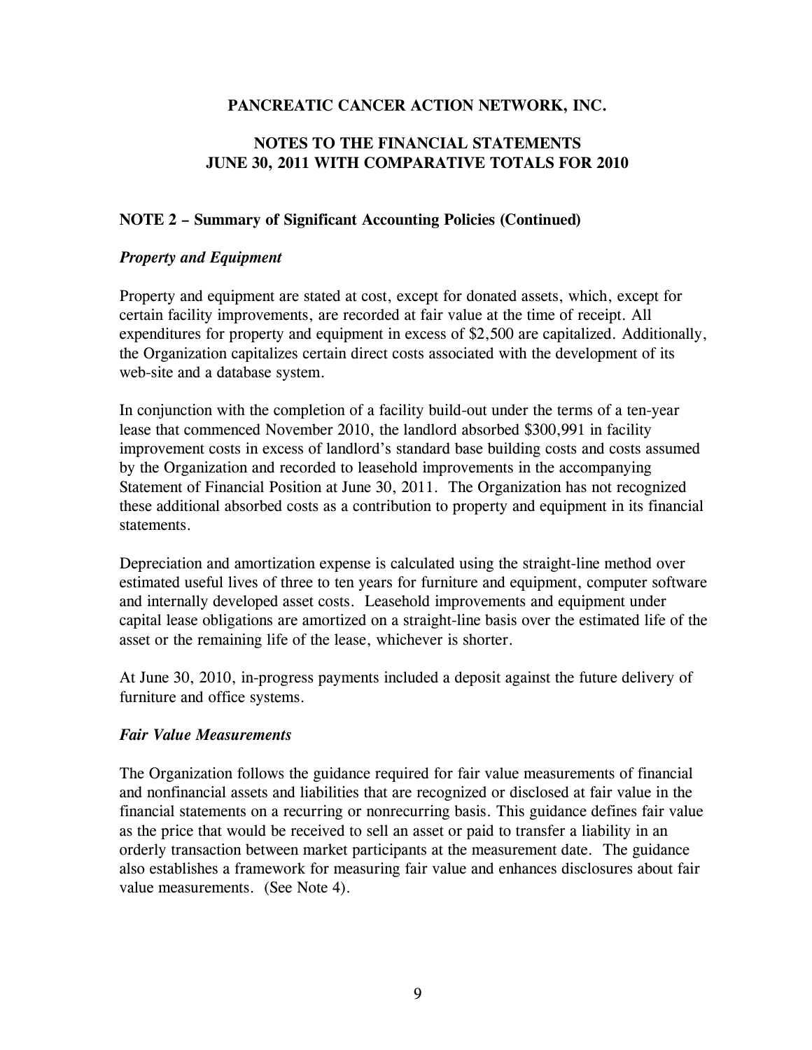**PANCREATIC CANCER ACTION NETWORK, INC.**

**NOTES TO THE FINANCIAL STATEMENTS**
**JUNE 30, 2011 WITH COMPARATIVE TOTALS FOR 2010**

**NOTE 2 – Summary of Significant Accounting Policies (Continued)**

***Property and Equipment***

Property and equipment are stated at cost, except for donated assets, which, except for certain facility improvements, are recorded at fair value at the time of receipt. All expenditures for property and equipment in excess of $2,500 are capitalized. Additionally, the Organization capitalizes certain direct costs associated with the development of its web-site and a database system.

In conjunction with the completion of a facility build-out under the terms of a ten-year lease that commenced November 2010, the landlord absorbed $300,991 in facility improvement costs in excess of landlord's standard base building costs and costs assumed by the Organization and recorded to leasehold improvements in the accompanying Statement of Financial Position at June 30, 2011. The Organization has not recognized these additional absorbed costs as a contribution to property and equipment in its financial statements.

Depreciation and amortization expense is calculated using the straight-line method over estimated useful lives of three to ten years for furniture and equipment, computer software and internally developed asset costs. Leasehold improvements and equipment under capital lease obligations are amortized on a straight-line basis over the estimated life of the asset or the remaining life of the lease, whichever is shorter.

At June 30, 2010, in-progress payments included a deposit against the future delivery of furniture and office systems.

***Fair Value Measurements***

The Organization follows the guidance required for fair value measurements of financial and nonfinancial assets and liabilities that are recognized or disclosed at fair value in the financial statements on a recurring or nonrecurring basis. This guidance defines fair value as the price that would be received to sell an asset or paid to transfer a liability in an orderly transaction between market participants at the measurement date. The guidance also establishes a framework for measuring fair value and enhances disclosures about fair value measurements. (See Note 4).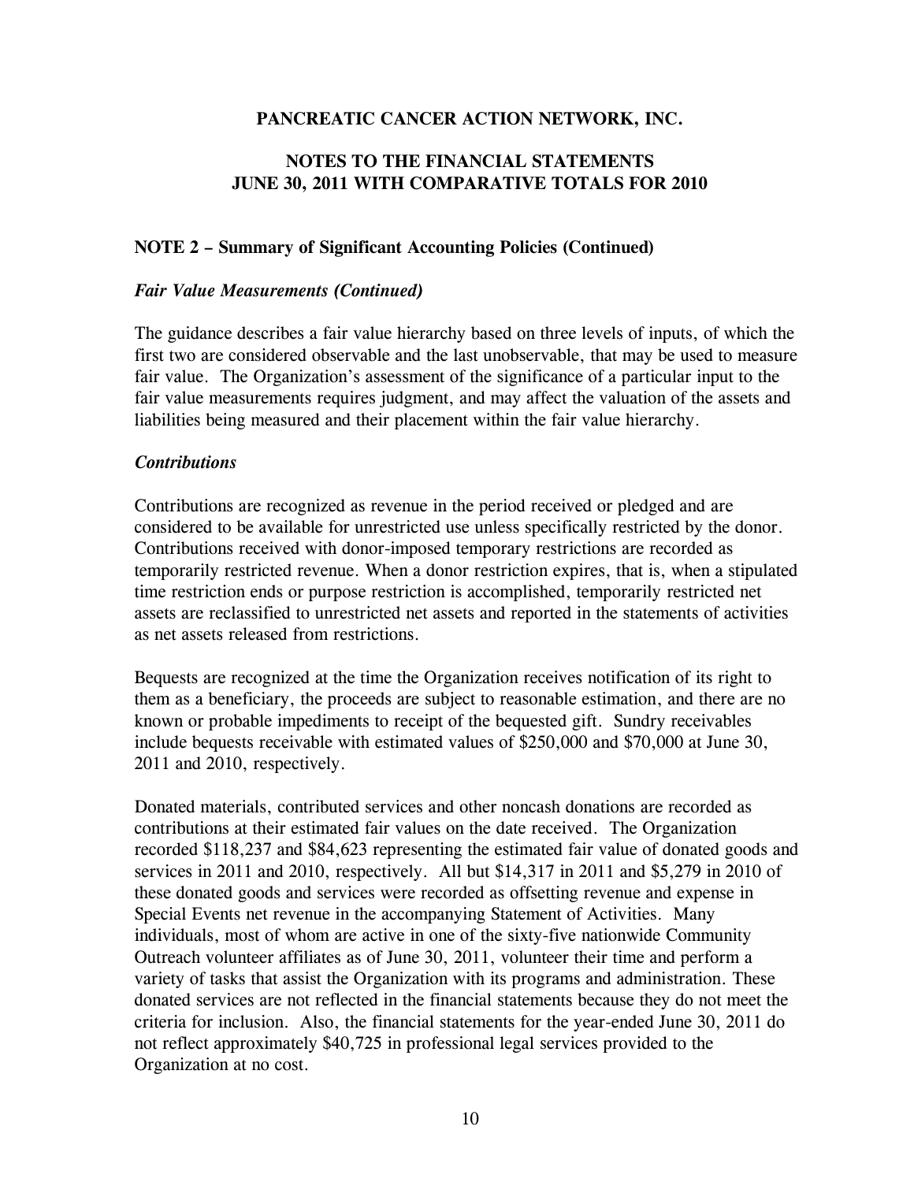# PANCREATIC CANCER ACTION NETWORK, INC.

## NOTES TO THE FINANCIAL STATEMENTS
## JUNE 30, 2011 WITH COMPARATIVE TOTALS FOR 2010

### NOTE 2 – Summary of Significant Accounting Policies (Continued)

***Fair Value Measurements (Continued)***

The guidance describes a fair value hierarchy based on three levels of inputs, of which the first two are considered observable and the last unobservable, that may be used to measure fair value. The Organization's assessment of the significance of a particular input to the fair value measurements requires judgment, and may affect the valuation of the assets and liabilities being measured and their placement within the fair value hierarchy.

***Contributions***

Contributions are recognized as revenue in the period received or pledged and are considered to be available for unrestricted use unless specifically restricted by the donor. Contributions received with donor-imposed temporary restrictions are recorded as temporarily restricted revenue. When a donor restriction expires, that is, when a stipulated time restriction ends or purpose restriction is accomplished, temporarily restricted net assets are reclassified to unrestricted net assets and reported in the statements of activities as net assets released from restrictions.

Bequests are recognized at the time the Organization receives notification of its right to them as a beneficiary, the proceeds are subject to reasonable estimation, and there are no known or probable impediments to receipt of the bequested gift. Sundry receivables include bequests receivable with estimated values of $250,000 and $70,000 at June 30, 2011 and 2010, respectively.

Donated materials, contributed services and other noncash donations are recorded as contributions at their estimated fair values on the date received. The Organization recorded $118,237 and $84,623 representing the estimated fair value of donated goods and services in 2011 and 2010, respectively. All but $14,317 in 2011 and $5,279 in 2010 of these donated goods and services were recorded as offsetting revenue and expense in Special Events net revenue in the accompanying Statement of Activities. Many individuals, most of whom are active in one of the sixty-five nationwide Community Outreach volunteer affiliates as of June 30, 2011, volunteer their time and perform a variety of tasks that assist the Organization with its programs and administration. These donated services are not reflected in the financial statements because they do not meet the criteria for inclusion. Also, the financial statements for the year-ended June 30, 2011 do not reflect approximately $40,725 in professional legal services provided to the Organization at no cost.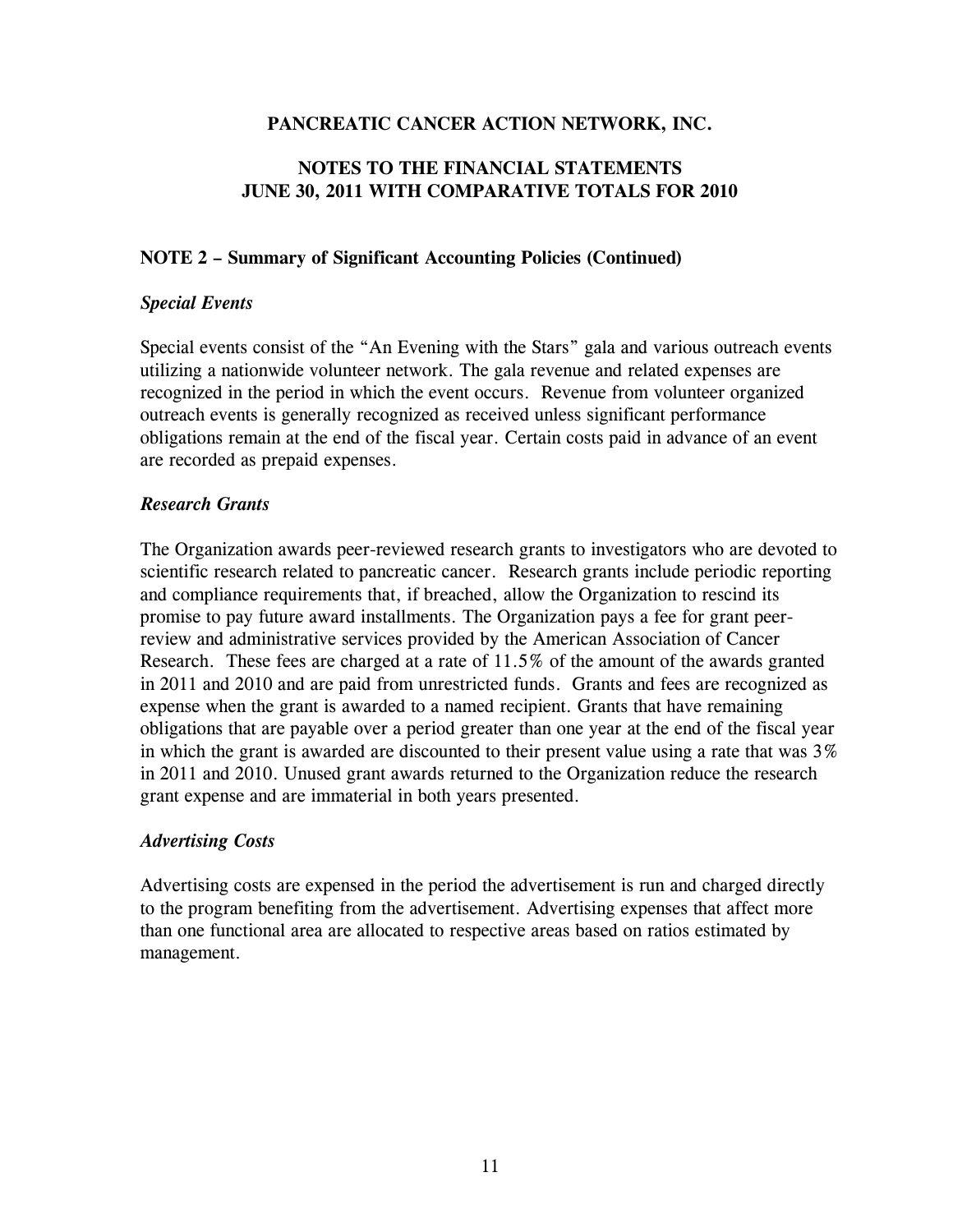**PANCREATIC CANCER ACTION NETWORK, INC.**

**NOTES TO THE FINANCIAL STATEMENTS**
**JUNE 30, 2011 WITH COMPARATIVE TOTALS FOR 2010**

**NOTE 2 – Summary of Significant Accounting Policies (Continued)**

***Special Events***

Special events consist of the "An Evening with the Stars" gala and various outreach events utilizing a nationwide volunteer network. The gala revenue and related expenses are recognized in the period in which the event occurs. Revenue from volunteer organized outreach events is generally recognized as received unless significant performance obligations remain at the end of the fiscal year. Certain costs paid in advance of an event are recorded as prepaid expenses.

***Research Grants***

The Organization awards peer-reviewed research grants to investigators who are devoted to scientific research related to pancreatic cancer. Research grants include periodic reporting and compliance requirements that, if breached, allow the Organization to rescind its promise to pay future award installments. The Organization pays a fee for grant peer-review and administrative services provided by the American Association of Cancer Research. These fees are charged at a rate of 11.5% of the amount of the awards granted in 2011 and 2010 and are paid from unrestricted funds. Grants and fees are recognized as expense when the grant is awarded to a named recipient. Grants that have remaining obligations that are payable over a period greater than one year at the end of the fiscal year in which the grant is awarded are discounted to their present value using a rate that was 3% in 2011 and 2010. Unused grant awards returned to the Organization reduce the research grant expense and are immaterial in both years presented.

***Advertising Costs***

Advertising costs are expensed in the period the advertisement is run and charged directly to the program benefiting from the advertisement. Advertising expenses that affect more than one functional area are allocated to respective areas based on ratios estimated by management.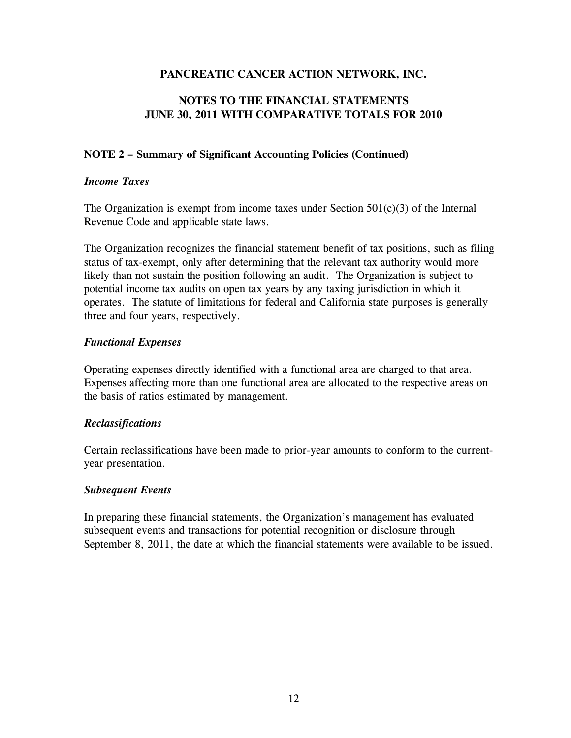**PANCREATIC CANCER ACTION NETWORK, INC.**

**NOTES TO THE FINANCIAL STATEMENTS**
**JUNE 30, 2011 WITH COMPARATIVE TOTALS FOR 2010**

**NOTE 2 – Summary of Significant Accounting Policies (Continued)**

***Income Taxes***

The Organization is exempt from income taxes under Section 501(c)(3) of the Internal Revenue Code and applicable state laws.

The Organization recognizes the financial statement benefit of tax positions, such as filing status of tax-exempt, only after determining that the relevant tax authority would more likely than not sustain the position following an audit. The Organization is subject to potential income tax audits on open tax years by any taxing jurisdiction in which it operates. The statute of limitations for federal and California state purposes is generally three and four years, respectively.

***Functional Expenses***

Operating expenses directly identified with a functional area are charged to that area. Expenses affecting more than one functional area are allocated to the respective areas on the basis of ratios estimated by management.

***Reclassifications***

Certain reclassifications have been made to prior-year amounts to conform to the current-year presentation.

***Subsequent Events***

In preparing these financial statements, the Organization's management has evaluated subsequent events and transactions for potential recognition or disclosure through September 8, 2011, the date at which the financial statements were available to be issued.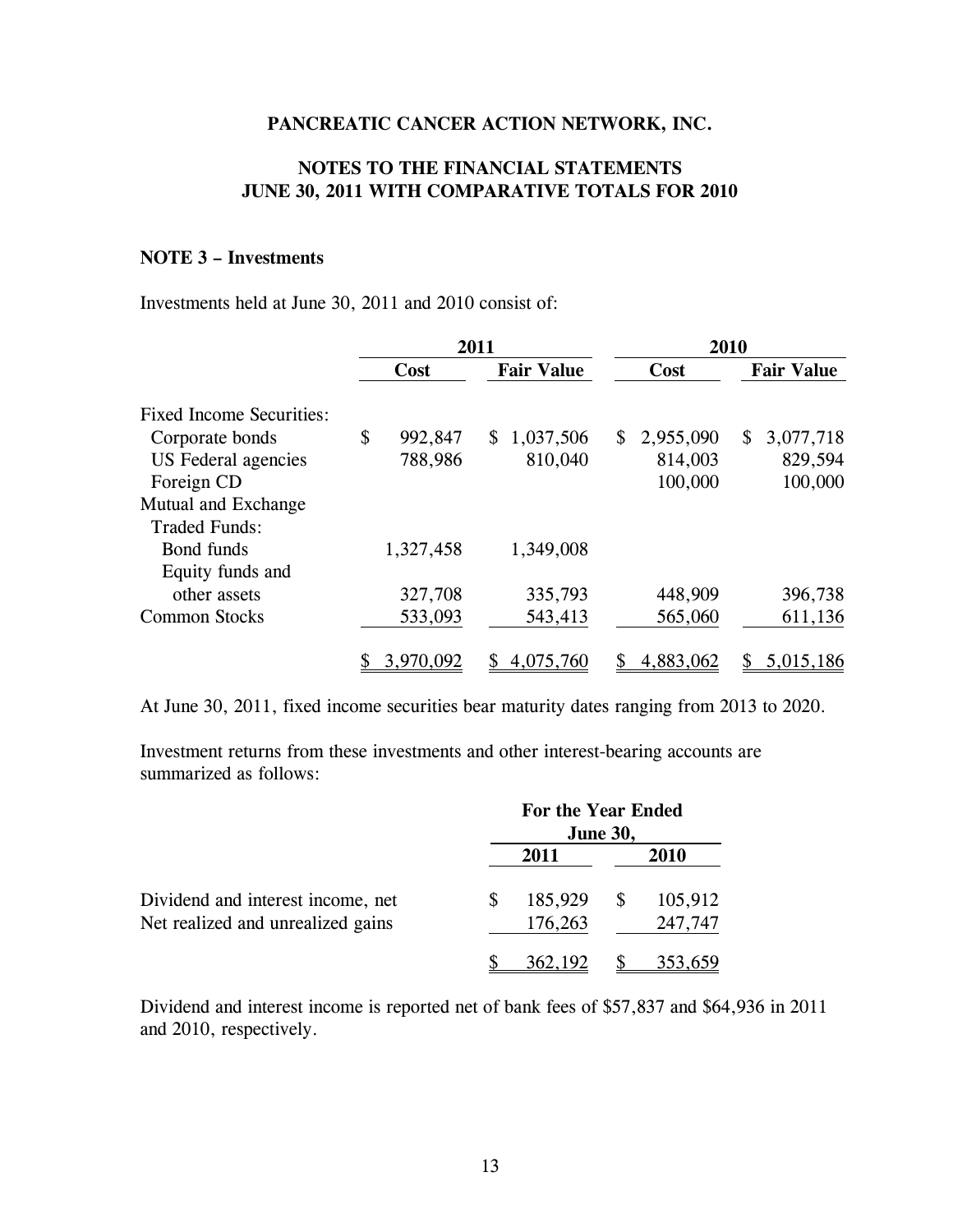**PANCREATIC CANCER ACTION NETWORK, INC.**

**NOTES TO THE FINANCIAL STATEMENTS**
**JUNE 30, 2011 WITH COMPARATIVE TOTALS FOR 2010**

**NOTE 3 – Investments**

Investments held at June 30, 2011 and 2010 consist of:

| | 2011 | | 2010 | |
|---|---|---|---|---|
| | **Cost** | **Fair Value** | **Cost** | **Fair Value** |
| Fixed Income Securities: | | | | |
| Corporate bonds | $ 992,847 | $ 1,037,506 | $ 2,955,090 | $ 3,077,718 |
| US Federal agencies | 788,986 | 810,040 | 814,003 | 829,594 |
| Foreign CD | | | 100,000 | 100,000 |
| Mutual and Exchange Traded Funds: | | | | |
| Bond funds | 1,327,458 | 1,349,008 | | |
| Equity funds and other assets | 327,708 | 335,793 | 448,909 | 396,738 |
| Common Stocks | 533,093 | 543,413 | 565,060 | 611,136 |
| | $ 3,970,092 | $ 4,075,760 | $ 4,883,062 | $ 5,015,186 |

At June 30, 2011, fixed income securities bear maturity dates ranging from 2013 to 2020.

Investment returns from these investments and other interest-bearing accounts are summarized as follows:

| | For the Year Ended June 30, | |
|---|---|---|
| | **2011** | **2010** |
| Dividend and interest income, net | $ 185,929 | $ 105,912 |
| Net realized and unrealized gains | 176,263 | 247,747 |
| | $ 362,192 | $ 353,659 |

Dividend and interest income is reported net of bank fees of $57,837 and $64,936 in 2011 and 2010, respectively.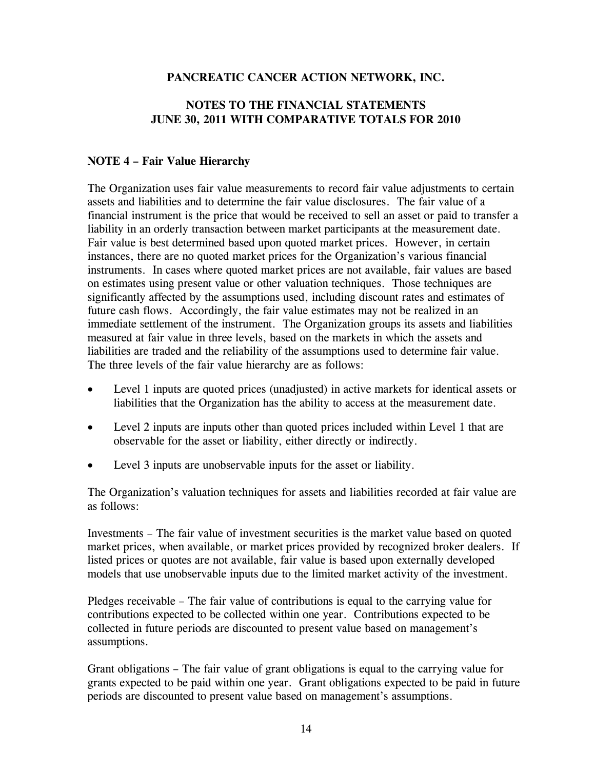**PANCREATIC CANCER ACTION NETWORK, INC.**

**NOTES TO THE FINANCIAL STATEMENTS**
**JUNE 30, 2011 WITH COMPARATIVE TOTALS FOR 2010**

**NOTE 4 – Fair Value Hierarchy**

The Organization uses fair value measurements to record fair value adjustments to certain assets and liabilities and to determine the fair value disclosures. The fair value of a financial instrument is the price that would be received to sell an asset or paid to transfer a liability in an orderly transaction between market participants at the measurement date. Fair value is best determined based upon quoted market prices. However, in certain instances, there are no quoted market prices for the Organization's various financial instruments. In cases where quoted market prices are not available, fair values are based on estimates using present value or other valuation techniques. Those techniques are significantly affected by the assumptions used, including discount rates and estimates of future cash flows. Accordingly, the fair value estimates may not be realized in an immediate settlement of the instrument. The Organization groups its assets and liabilities measured at fair value in three levels, based on the markets in which the assets and liabilities are traded and the reliability of the assumptions used to determine fair value. The three levels of the fair value hierarchy are as follows:

- Level 1 inputs are quoted prices (unadjusted) in active markets for identical assets or liabilities that the Organization has the ability to access at the measurement date.
- Level 2 inputs are inputs other than quoted prices included within Level 1 that are observable for the asset or liability, either directly or indirectly.
- Level 3 inputs are unobservable inputs for the asset or liability.

The Organization's valuation techniques for assets and liabilities recorded at fair value are as follows:

Investments – The fair value of investment securities is the market value based on quoted market prices, when available, or market prices provided by recognized broker dealers. If listed prices or quotes are not available, fair value is based upon externally developed models that use unobservable inputs due to the limited market activity of the investment.

Pledges receivable – The fair value of contributions is equal to the carrying value for contributions expected to be collected within one year. Contributions expected to be collected in future periods are discounted to present value based on management's assumptions.

Grant obligations – The fair value of grant obligations is equal to the carrying value for grants expected to be paid within one year. Grant obligations expected to be paid in future periods are discounted to present value based on management's assumptions.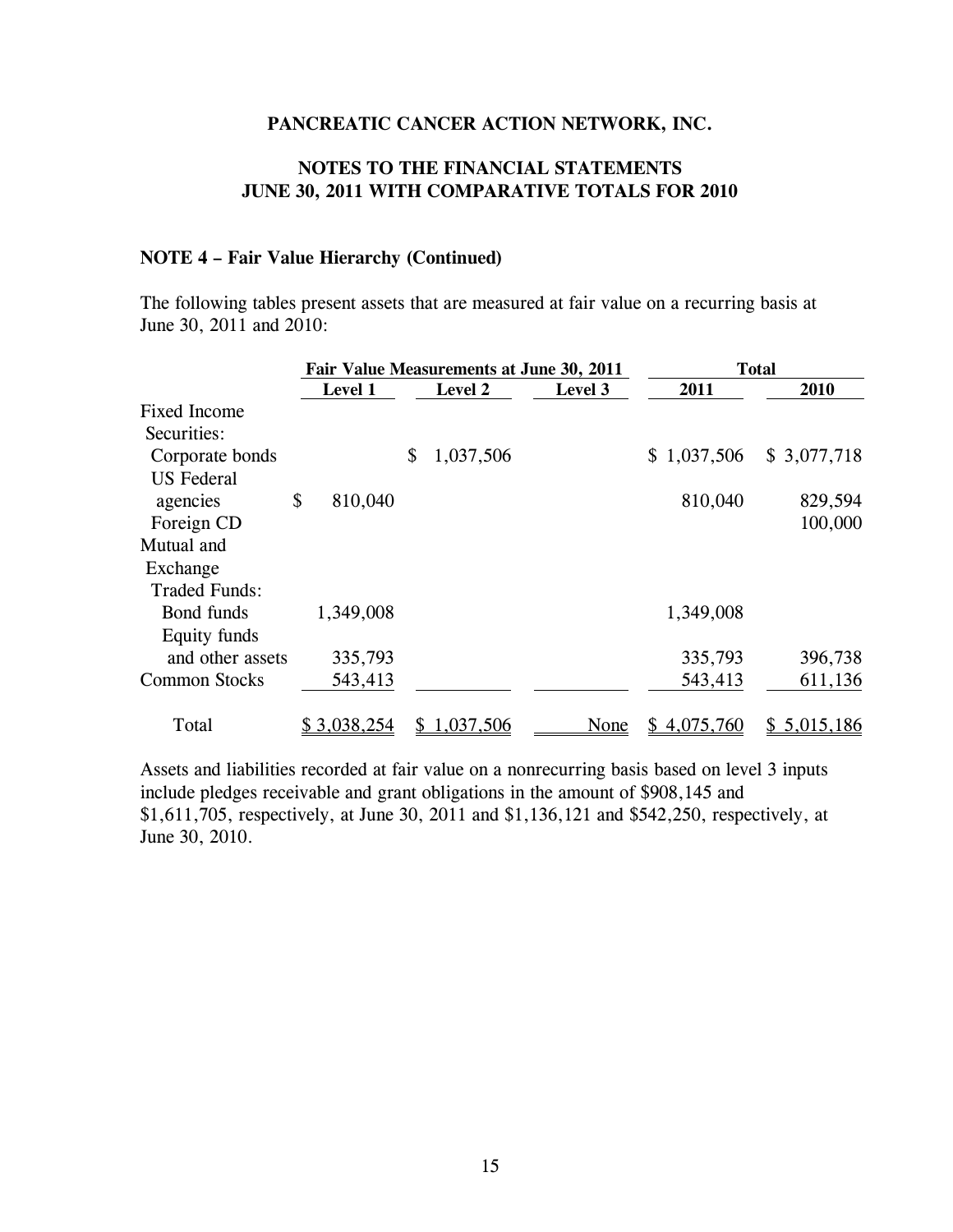**PANCREATIC CANCER ACTION NETWORK, INC.**

**NOTES TO THE FINANCIAL STATEMENTS**
**JUNE 30, 2011 WITH COMPARATIVE TOTALS FOR 2010**

**NOTE 4 – Fair Value Hierarchy (Continued)**

The following tables present assets that are measured at fair value on a recurring basis at June 30, 2011 and 2010:

| | Fair Value Measurements at June 30, 2011 | | | Total | |
|---|---|---|---|---|---|
| | Level 1 | Level 2 | Level 3 | 2011 | 2010 |
| Fixed Income Securities: | | | | | |
| Corporate bonds | | $ 1,037,506 | | $ 1,037,506 | $ 3,077,718 |
| US Federal agencies | $ 810,040 | | | 810,040 | 829,594 |
| Foreign CD | | | | | 100,000 |
| Mutual and Exchange Traded Funds: | | | | | |
| Bond funds | 1,349,008 | | | 1,349,008 | |
| Equity funds and other assets | 335,793 | | | 335,793 | 396,738 |
| Common Stocks | 543,413 | | | 543,413 | 611,136 |
| Total | $ 3,038,254 | $ 1,037,506 | None | $ 4,075,760 | $ 5,015,186 |

Assets and liabilities recorded at fair value on a nonrecurring basis based on level 3 inputs include pledges receivable and grant obligations in the amount of $908,145 and $1,611,705, respectively, at June 30, 2011 and $1,136,121 and $542,250, respectively, at June 30, 2010.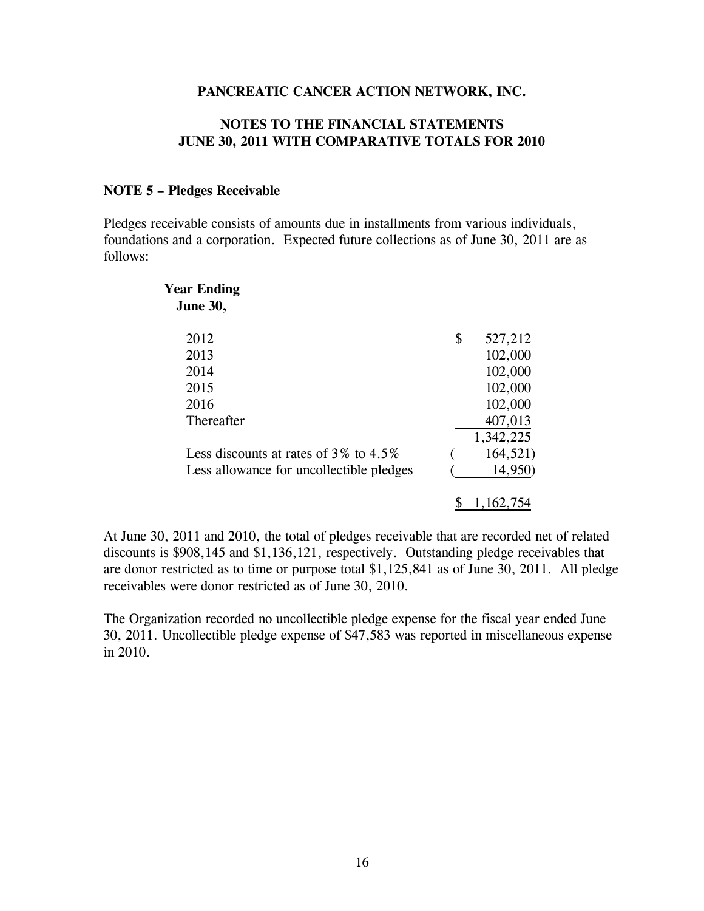**PANCREATIC CANCER ACTION NETWORK, INC.**

**NOTES TO THE FINANCIAL STATEMENTS**
**JUNE 30, 2011 WITH COMPARATIVE TOTALS FOR 2010**

**NOTE 5 – Pledges Receivable**

Pledges receivable consists of amounts due in installments from various individuals, foundations and a corporation. Expected future collections as of June 30, 2011 are as follows:

| Year Ending June 30, | |
|---|---|
| 2012 | $ 527,212 |
| 2013 | 102,000 |
| 2014 | 102,000 |
| 2015 | 102,000 |
| 2016 | 102,000 |
| Thereafter | 407,013 |
| | 1,342,225 |
| Less discounts at rates of 3% to 4.5% | (164,521) |
| Less allowance for uncollectible pledges | (14,950) |
| | $ 1,162,754 |

At June 30, 2011 and 2010, the total of pledges receivable that are recorded net of related discounts is $908,145 and $1,136,121, respectively. Outstanding pledge receivables that are donor restricted as to time or purpose total $1,125,841 as of June 30, 2011. All pledge receivables were donor restricted as of June 30, 2010.

The Organization recorded no uncollectible pledge expense for the fiscal year ended June 30, 2011. Uncollectible pledge expense of $47,583 was reported in miscellaneous expense in 2010.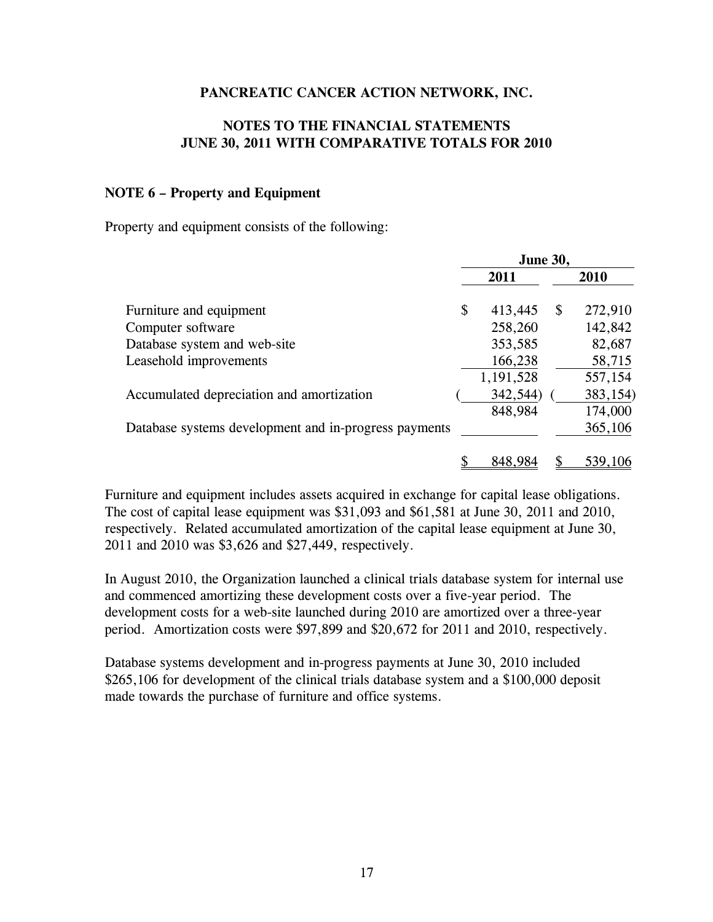**PANCREATIC CANCER ACTION NETWORK, INC.**

**NOTES TO THE FINANCIAL STATEMENTS**
**JUNE 30, 2011 WITH COMPARATIVE TOTALS FOR 2010**

**NOTE 6 – Property and Equipment**

Property and equipment consists of the following:

| | June 30, 2011 | June 30, 2010 |
|---|---|---|
| Furniture and equipment | $ 413,445 | $ 272,910 |
| Computer software | 258,260 | 142,842 |
| Database system and web-site | 353,585 | 82,687 |
| Leasehold improvements | 166,238 | 58,715 |
| | 1,191,528 | 557,154 |
| Accumulated depreciation and amortization | (342,544) | (383,154) |
| | 848,984 | 174,000 |
| Database systems development and in-progress payments | | 365,106 |
| | $ 848,984 | $ 539,106 |

Furniture and equipment includes assets acquired in exchange for capital lease obligations. The cost of capital lease equipment was $31,093 and $61,581 at June 30, 2011 and 2010, respectively. Related accumulated amortization of the capital lease equipment at June 30, 2011 and 2010 was $3,626 and $27,449, respectively.

In August 2010, the Organization launched a clinical trials database system for internal use and commenced amortizing these development costs over a five-year period. The development costs for a web-site launched during 2010 are amortized over a three-year period. Amortization costs were $97,899 and $20,672 for 2011 and 2010, respectively.

Database systems development and in-progress payments at June 30, 2010 included $265,106 for development of the clinical trials database system and a $100,000 deposit made towards the purchase of furniture and office systems.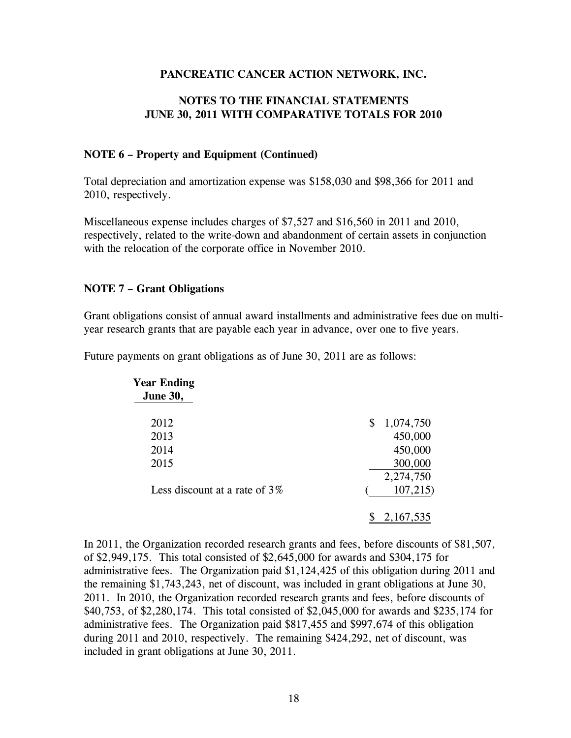**PANCREATIC CANCER ACTION NETWORK, INC.**

**NOTES TO THE FINANCIAL STATEMENTS**
**JUNE 30, 2011 WITH COMPARATIVE TOTALS FOR 2010**

**NOTE 6 – Property and Equipment (Continued)**

Total depreciation and amortization expense was $158,030 and $98,366 for 2011 and 2010, respectively.

Miscellaneous expense includes charges of $7,527 and $16,560 in 2011 and 2010, respectively, related to the write-down and abandonment of certain assets in conjunction with the relocation of the corporate office in November 2010.

**NOTE 7 – Grant Obligations**

Grant obligations consist of annual award installments and administrative fees due on multi-year research grants that are payable each year in advance, over one to five years.

Future payments on grant obligations as of June 30, 2011 are as follows:

| Year Ending June 30, | |
|---|---|
| 2012 | $ 1,074,750 |
| 2013 | 450,000 |
| 2014 | 450,000 |
| 2015 | 300,000 |
| | 2,274,750 |
| Less discount at a rate of 3% | ( 107,215) |
| | $ 2,167,535 |

In 2011, the Organization recorded research grants and fees, before discounts of $81,507, of $2,949,175. This total consisted of $2,645,000 for awards and $304,175 for administrative fees. The Organization paid $1,124,425 of this obligation during 2011 and the remaining $1,743,243, net of discount, was included in grant obligations at June 30, 2011. In 2010, the Organization recorded research grants and fees, before discounts of $40,753, of $2,280,174. This total consisted of $2,045,000 for awards and $235,174 for administrative fees. The Organization paid $817,455 and $997,674 of this obligation during 2011 and 2010, respectively. The remaining $424,292, net of discount, was included in grant obligations at June 30, 2011.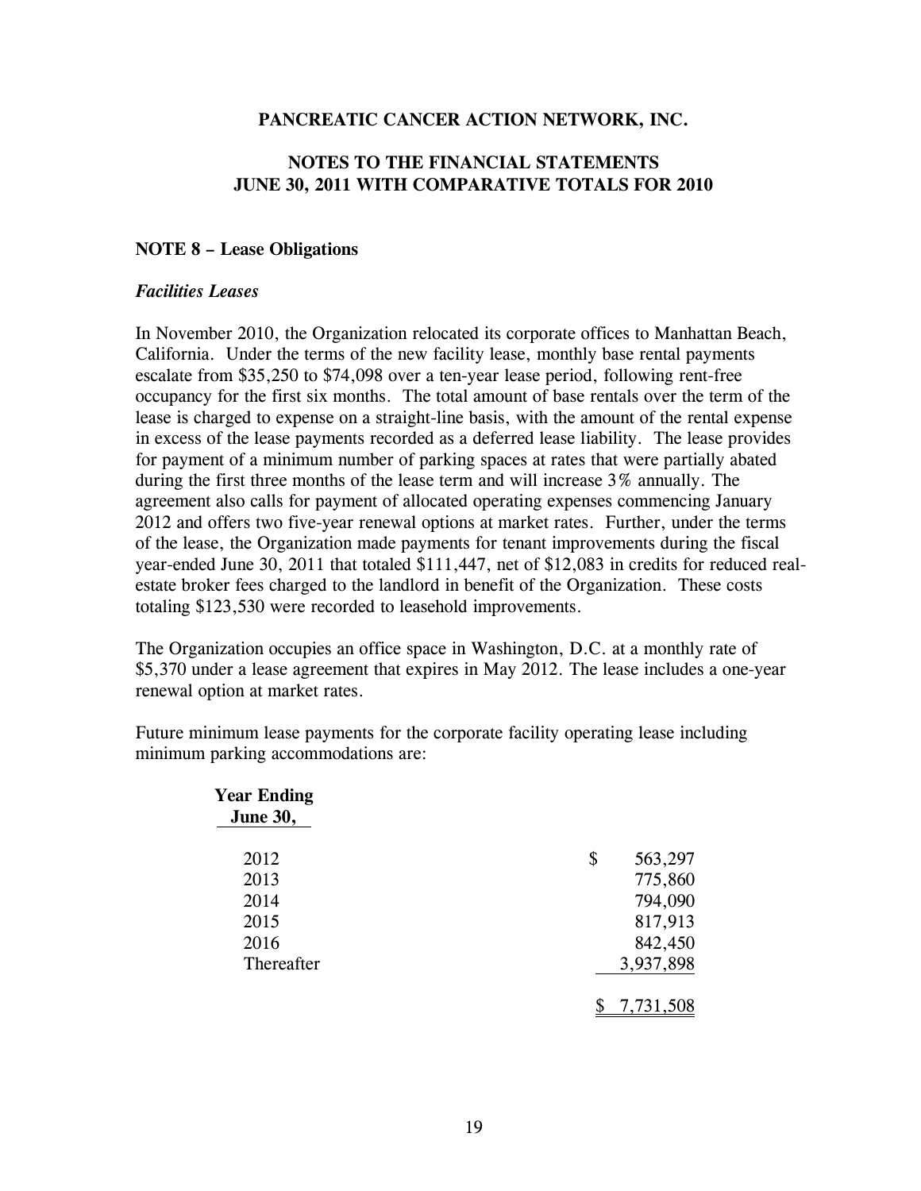**PANCREATIC CANCER ACTION NETWORK, INC.**

**NOTES TO THE FINANCIAL STATEMENTS**
**JUNE 30, 2011 WITH COMPARATIVE TOTALS FOR 2010**

**NOTE 8 – Lease Obligations**

***Facilities Leases***

In November 2010, the Organization relocated its corporate offices to Manhattan Beach, California. Under the terms of the new facility lease, monthly base rental payments escalate from $35,250 to $74,098 over a ten-year lease period, following rent-free occupancy for the first six months. The total amount of base rentals over the term of the lease is charged to expense on a straight-line basis, with the amount of the rental expense in excess of the lease payments recorded as a deferred lease liability. The lease provides for payment of a minimum number of parking spaces at rates that were partially abated during the first three months of the lease term and will increase 3% annually. The agreement also calls for payment of allocated operating expenses commencing January 2012 and offers two five-year renewal options at market rates. Further, under the terms of the lease, the Organization made payments for tenant improvements during the fiscal year-ended June 30, 2011 that totaled $111,447, net of $12,083 in credits for reduced real-estate broker fees charged to the landlord in benefit of the Organization. These costs totaling $123,530 were recorded to leasehold improvements.

The Organization occupies an office space in Washington, D.C. at a monthly rate of $5,370 under a lease agreement that expires in May 2012. The lease includes a one-year renewal option at market rates.

Future minimum lease payments for the corporate facility operating lease including minimum parking accommodations are:

| Year Ending June 30, | |
|---|---|
| 2012 | $ 563,297 |
| 2013 | 775,860 |
| 2014 | 794,090 |
| 2015 | 817,913 |
| 2016 | 842,450 |
| Thereafter | 3,937,898 |
| | $ 7,731,508 |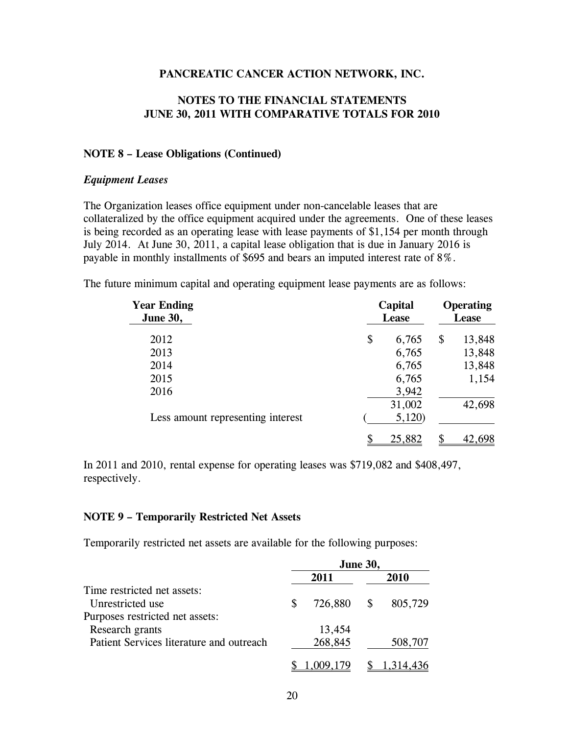**PANCREATIC CANCER ACTION NETWORK, INC.**

**NOTES TO THE FINANCIAL STATEMENTS**
**JUNE 30, 2011 WITH COMPARATIVE TOTALS FOR 2010**

**NOTE 8 – Lease Obligations (Continued)**

***Equipment Leases***

The Organization leases office equipment under non-cancelable leases that are collateralized by the office equipment acquired under the agreements. One of these leases is being recorded as an operating lease with lease payments of $1,154 per month through July 2014. At June 30, 2011, a capital lease obligation that is due in January 2016 is payable in monthly installments of $695 and bears an imputed interest rate of 8%.

The future minimum capital and operating equipment lease payments are as follows:

| Year Ending June 30, | Capital Lease | Operating Lease |
|---|---|---|
| 2012 | $ 6,765 | $ 13,848 |
| 2013 | 6,765 | 13,848 |
| 2014 | 6,765 | 13,848 |
| 2015 | 6,765 | 1,154 |
| 2016 | 3,942 | |
| | 31,002 | 42,698 |
| Less amount representing interest | (5,120) | |
| | $ 25,882 | $ 42,698 |

In 2011 and 2010, rental expense for operating leases was $719,082 and $408,497, respectively.

**NOTE 9 – Temporarily Restricted Net Assets**

Temporarily restricted net assets are available for the following purposes:

| | June 30, 2011 | June 30, 2010 |
|---|---|---|
| Time restricted net assets: | | |
| Unrestricted use | $ 726,880 | $ 805,729 |
| Purposes restricted net assets: | | |
| Research grants | 13,454 | |
| Patient Services literature and outreach | 268,845 | 508,707 |
| | $ 1,009,179 | $ 1,314,436 |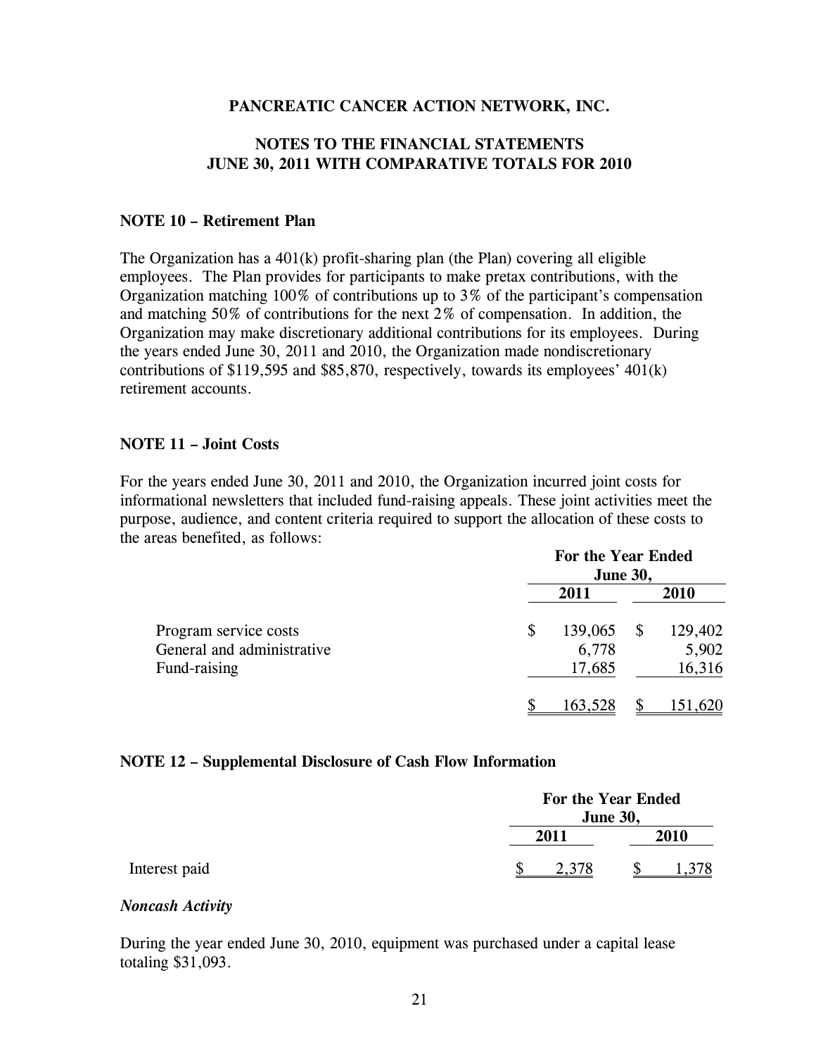**PANCREATIC CANCER ACTION NETWORK, INC.**

**NOTES TO THE FINANCIAL STATEMENTS**
**JUNE 30, 2011 WITH COMPARATIVE TOTALS FOR 2010**

**NOTE 10 – Retirement Plan**

The Organization has a 401(k) profit-sharing plan (the Plan) covering all eligible employees. The Plan provides for participants to make pretax contributions, with the Organization matching 100% of contributions up to 3% of the participant's compensation and matching 50% of contributions for the next 2% of compensation. In addition, the Organization may make discretionary additional contributions for its employees. During the years ended June 30, 2011 and 2010, the Organization made nondiscretionary contributions of $119,595 and $85,870, respectively, towards its employees' 401(k) retirement accounts.

**NOTE 11 – Joint Costs**

For the years ended June 30, 2011 and 2010, the Organization incurred joint costs for informational newsletters that included fund-raising appeals. These joint activities meet the purpose, audience, and content criteria required to support the allocation of these costs to the areas benefited, as follows:

| | For the Year Ended June 30, | |
|---|---|---|
| | **2011** | **2010** |
| Program service costs | $ 139,065 | $ 129,402 |
| General and administrative | 6,778 | 5,902 |
| Fund-raising | 17,685 | 16,316 |
| | $ 163,528 | $ 151,620 |

**NOTE 12 – Supplemental Disclosure of Cash Flow Information**

| | For the Year Ended June 30, | |
|---|---|---|
| | **2011** | **2010** |
| Interest paid | $ 2,378 | $ 1,378 |

***Noncash Activity***

During the year ended June 30, 2010, equipment was purchased under a capital lease totaling $31,093.